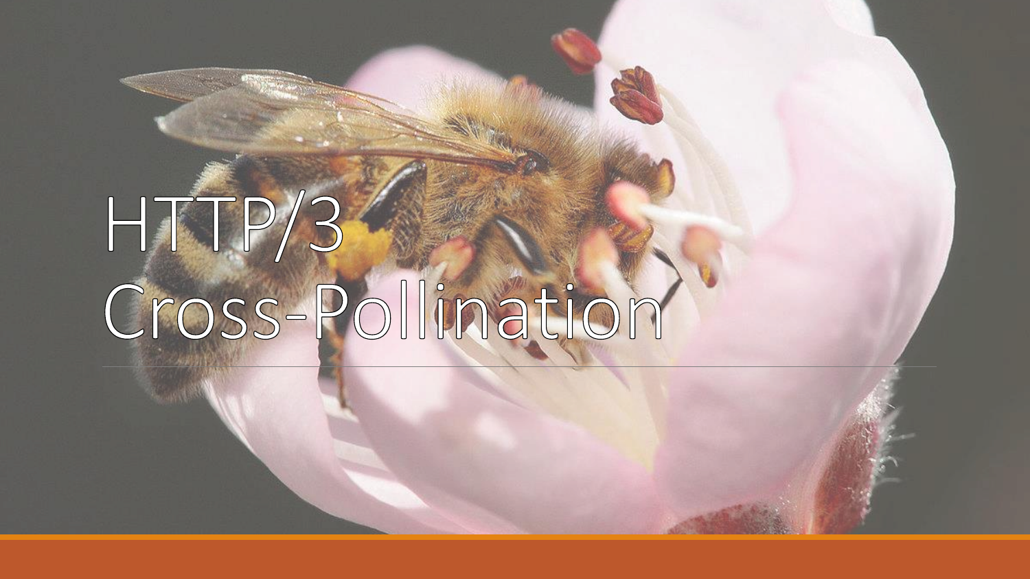# HTTP/3 Cross-Pollination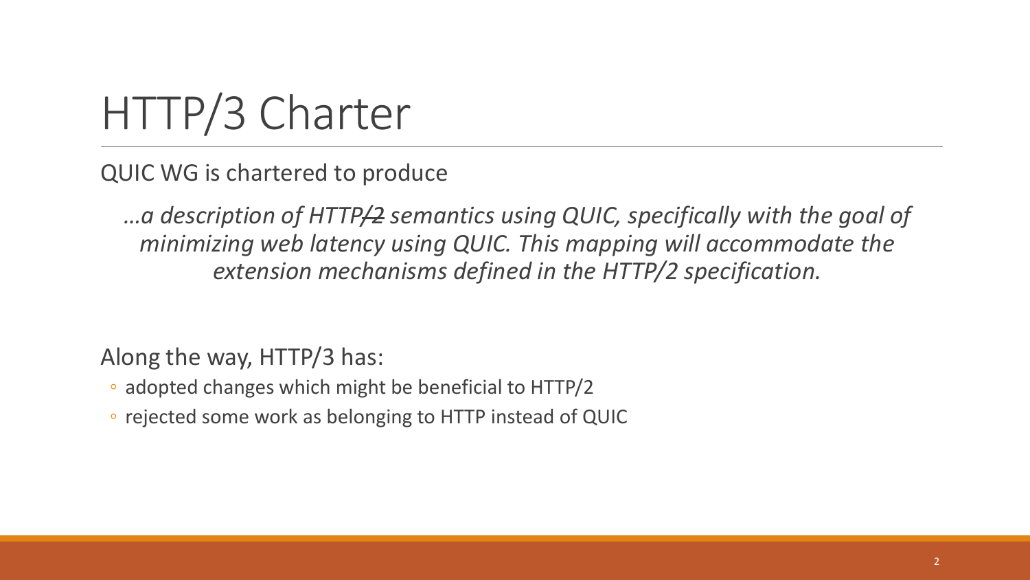# HTTP/3 Charter

QUIC WG is chartered to produce

> *…a description of HTTP~~/2~~ semantics using QUIC, specifically with the goal of minimizing web latency using QUIC. This mapping will accommodate the extension mechanisms defined in the HTTP/2 specification.*

Along the way, HTTP/3 has:

- adopted changes which might be beneficial to HTTP/2
- rejected some work as belonging to HTTP instead of QUIC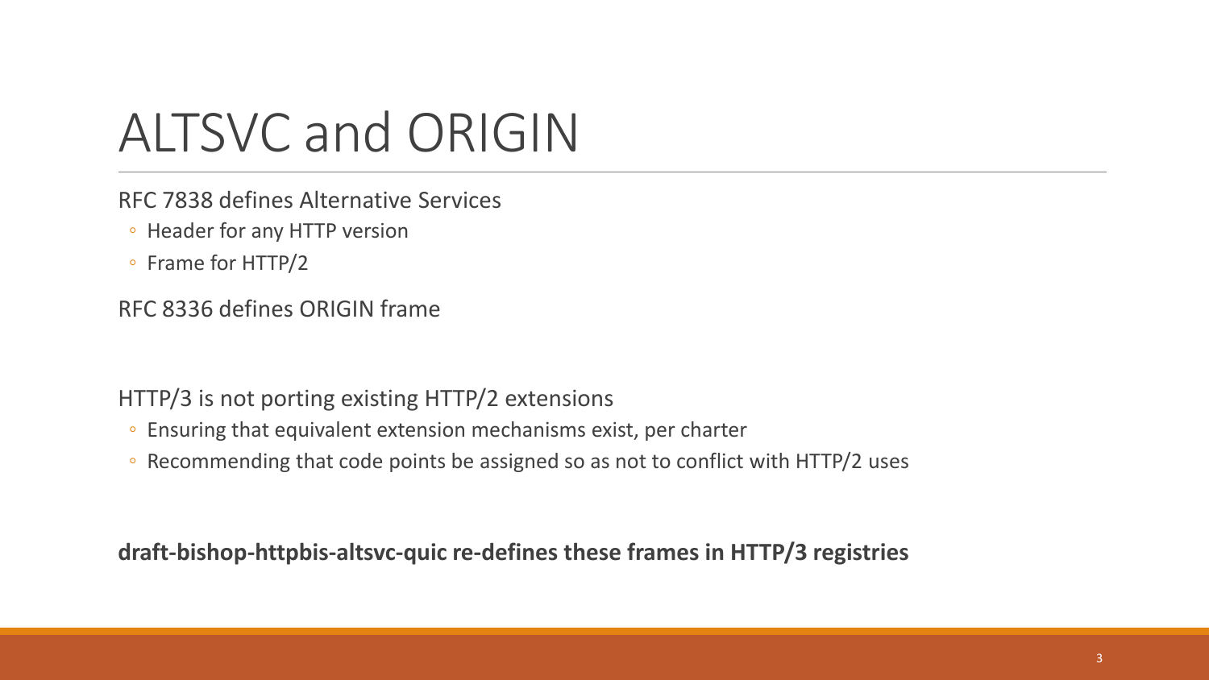# ALTSVC and ORIGIN

RFC 7838 defines Alternative Services

- Header for any HTTP version
- Frame for HTTP/2

RFC 8336 defines ORIGIN frame

HTTP/3 is not porting existing HTTP/2 extensions

- Ensuring that equivalent extension mechanisms exist, per charter
- Recommending that code points be assigned so as not to conflict with HTTP/2 uses

**draft-bishop-httpbis-altsvc-quic re-defines these frames in HTTP/3 registries**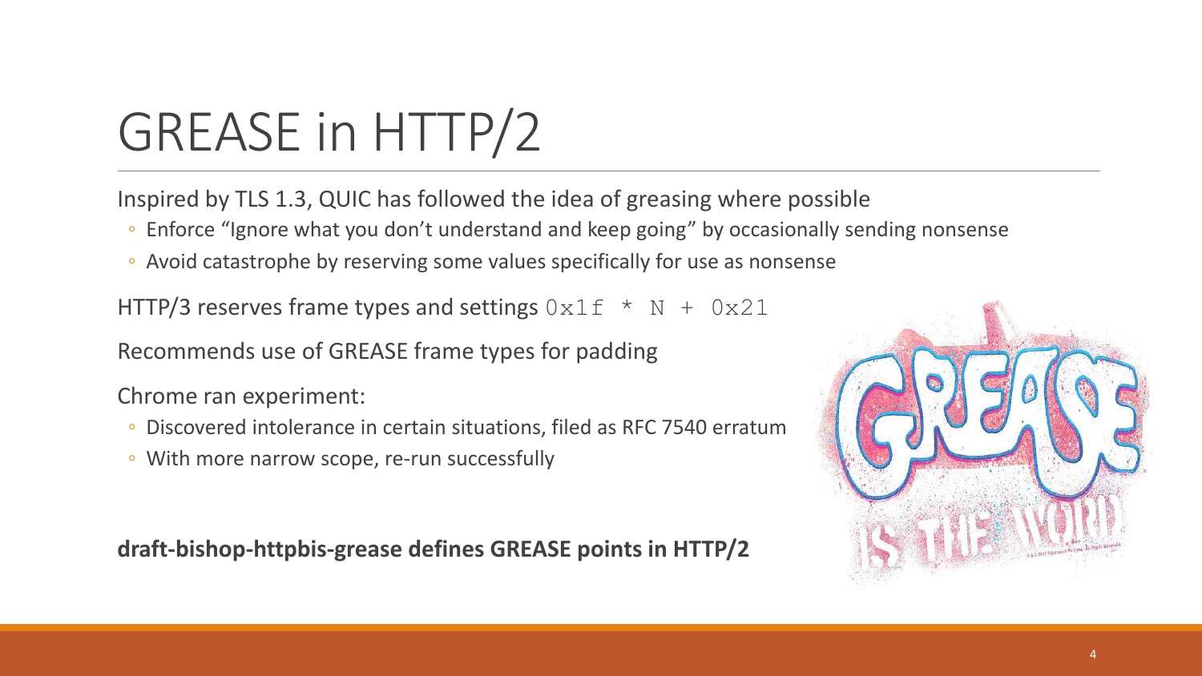# GREASE in HTTP/2

Inspired by TLS 1.3, QUIC has followed the idea of greasing where possible

- Enforce "Ignore what you don't understand and keep going" by occasionally sending nonsense
- Avoid catastrophe by reserving some values specifically for use as nonsense

HTTP/3 reserves frame types and settings `0x1f * N + 0x21`

Recommends use of GREASE frame types for padding

Chrome ran experiment:

- Discovered intolerance in certain situations, filed as RFC 7540 erratum
- With more narrow scope, re-run successfully

**draft-bishop-httpbis-grease defines GREASE points in HTTP/2**